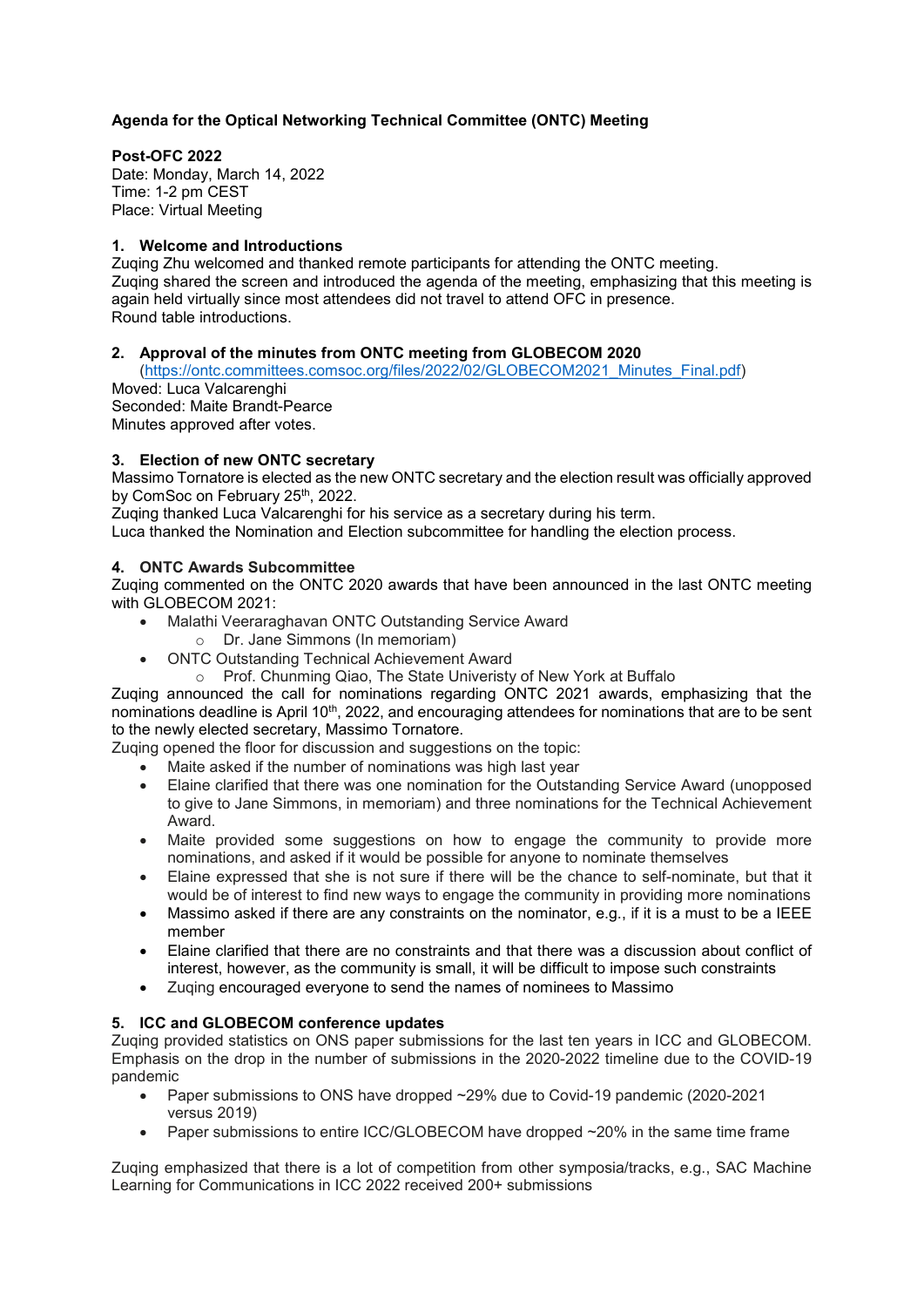**Agenda for the Optical Networking Technical Committee (ONTC) Meeting**

**Post-OFC 2022**
Date: Monday, March 14, 2022
Time: 1-2 pm CEST
Place: Virtual Meeting

**1. Welcome and Introductions**

Zuqing Zhu welcomed and thanked remote participants for attending the ONTC meeting.
Zuqing shared the screen and introduced the agenda of the meeting, emphasizing that this meeting is again held virtually since most attendees did not travel to attend OFC in presence.
Round table introductions.

**2. Approval of the minutes from ONTC meeting from GLOBECOM 2020**

(https://ontc.committees.comsoc.org/files/2022/02/GLOBECOM2021_Minutes_Final.pdf)
Moved: Luca Valcarenghi
Seconded: Maite Brandt-Pearce
Minutes approved after votes.

**3. Election of new ONTC secretary**

Massimo Tornatore is elected as the new ONTC secretary and the election result was officially approved by ComSoc on February 25th, 2022.
Zuqing thanked Luca Valcarenghi for his service as a secretary during his term.
Luca thanked the Nomination and Election subcommittee for handling the election process.

**4. ONTC Awards Subcommittee**

Zuqing commented on the ONTC 2020 awards that have been announced in the last ONTC meeting with GLOBECOM 2021:

- Malathi Veeraraghavan ONTC Outstanding Service Award
  - Dr. Jane Simmons (In memoriam)
- ONTC Outstanding Technical Achievement Award
  - Prof. Chunming Qiao, The State Univeristy of New York at Buffalo

Zuqing announced the call for nominations regarding ONTC 2021 awards, emphasizing that the nominations deadline is April 10th, 2022, and encouraging attendees for nominations that are to be sent to the newly elected secretary, Massimo Tornatore.
Zuqing opened the floor for discussion and suggestions on the topic:

- Maite asked if the number of nominations was high last year
- Elaine clarified that there was one nomination for the Outstanding Service Award (unopposed to give to Jane Simmons, in memoriam) and three nominations for the Technical Achievement Award.
- Maite provided some suggestions on how to engage the community to provide more nominations, and asked if it would be possible for anyone to nominate themselves
- Elaine expressed that she is not sure if there will be the chance to self-nominate, but that it would be of interest to find new ways to engage the community in providing more nominations
- Massimo asked if there are any constraints on the nominator, e.g., if it is a must to be a IEEE member
- Elaine clarified that there are no constraints and that there was a discussion about conflict of interest, however, as the community is small, it will be difficult to impose such constraints
- Zuqing encouraged everyone to send the names of nominees to Massimo

**5. ICC and GLOBECOM conference updates**

Zuqing provided statistics on ONS paper submissions for the last ten years in ICC and GLOBECOM. Emphasis on the drop in the number of submissions in the 2020-2022 timeline due to the COVID-19 pandemic

- Paper submissions to ONS have dropped ~29% due to Covid-19 pandemic (2020-2021 versus 2019)
- Paper submissions to entire ICC/GLOBECOM have dropped ~20% in the same time frame

Zuqing emphasized that there is a lot of competition from other symposia/tracks, e.g., SAC Machine Learning for Communications in ICC 2022 received 200+ submissions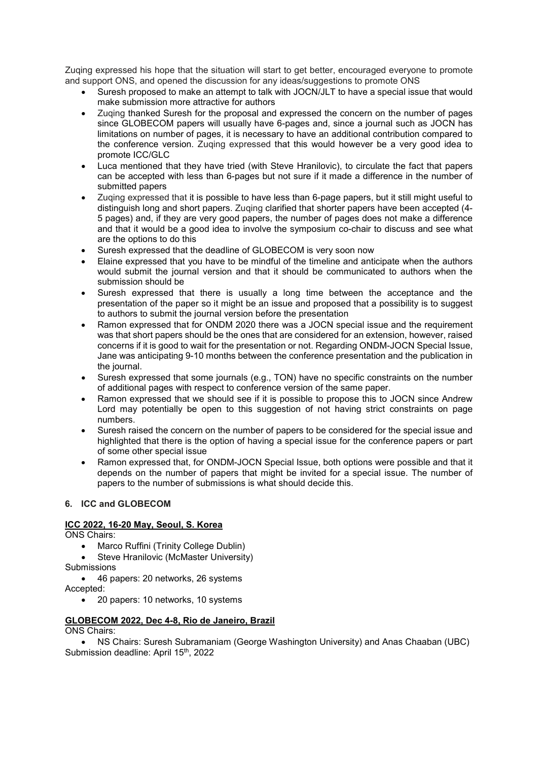Zuqing expressed his hope that the situation will start to get better, encouraged everyone to promote and support ONS, and opened the discussion for any ideas/suggestions to promote ONS

- Suresh proposed to make an attempt to talk with JOCN/JLT to have a special issue that would make submission more attractive for authors
- Zuqing thanked Suresh for the proposal and expressed the concern on the number of pages since GLOBECOM papers will usually have 6-pages and, since a journal such as JOCN has limitations on number of pages, it is necessary to have an additional contribution compared to the conference version. Zuqing expressed that this would however be a very good idea to promote ICC/GLC
- Luca mentioned that they have tried (with Steve Hranilovic), to circulate the fact that papers can be accepted with less than 6-pages but not sure if it made a difference in the number of submitted papers
- Zuqing expressed that it is possible to have less than 6-page papers, but it still might useful to distinguish long and short papers. Zuqing clarified that shorter papers have been accepted (4-5 pages) and, if they are very good papers, the number of pages does not make a difference and that it would be a good idea to involve the symposium co-chair to discuss and see what are the options to do this
- Suresh expressed that the deadline of GLOBECOM is very soon now
- Elaine expressed that you have to be mindful of the timeline and anticipate when the authors would submit the journal version and that it should be communicated to authors when the submission should be
- Suresh expressed that there is usually a long time between the acceptance and the presentation of the paper so it might be an issue and proposed that a possibility is to suggest to authors to submit the journal version before the presentation
- Ramon expressed that for ONDM 2020 there was a JOCN special issue and the requirement was that short papers should be the ones that are considered for an extension, however, raised concerns if it is good to wait for the presentation or not. Regarding ONDM-JOCN Special Issue, Jane was anticipating 9-10 months between the conference presentation and the publication in the journal.
- Suresh expressed that some journals (e.g., TON) have no specific constraints on the number of additional pages with respect to conference version of the same paper.
- Ramon expressed that we should see if it is possible to propose this to JOCN since Andrew Lord may potentially be open to this suggestion of not having strict constraints on page numbers.
- Suresh raised the concern on the number of papers to be considered for the special issue and highlighted that there is the option of having a special issue for the conference papers or part of some other special issue
- Ramon expressed that, for ONDM-JOCN Special Issue, both options were possible and that it depends on the number of papers that might be invited for a special issue. The number of papers to the number of submissions is what should decide this.

### 6. ICC and GLOBECOM

**ICC 2022, 16-20 May, Seoul, S. Korea**

ONS Chairs:

- Marco Ruffini (Trinity College Dublin)
- Steve Hranilovic (McMaster University)

Submissions

- 46 papers: 20 networks, 26 systems

Accepted:

- 20 papers: 10 networks, 10 systems

**GLOBECOM 2022, Dec 4-8, Rio de Janeiro, Brazil**

ONS Chairs:

- NS Chairs: Suresh Subramaniam (George Washington University) and Anas Chaaban (UBC)

Submission deadline: April 15th, 2022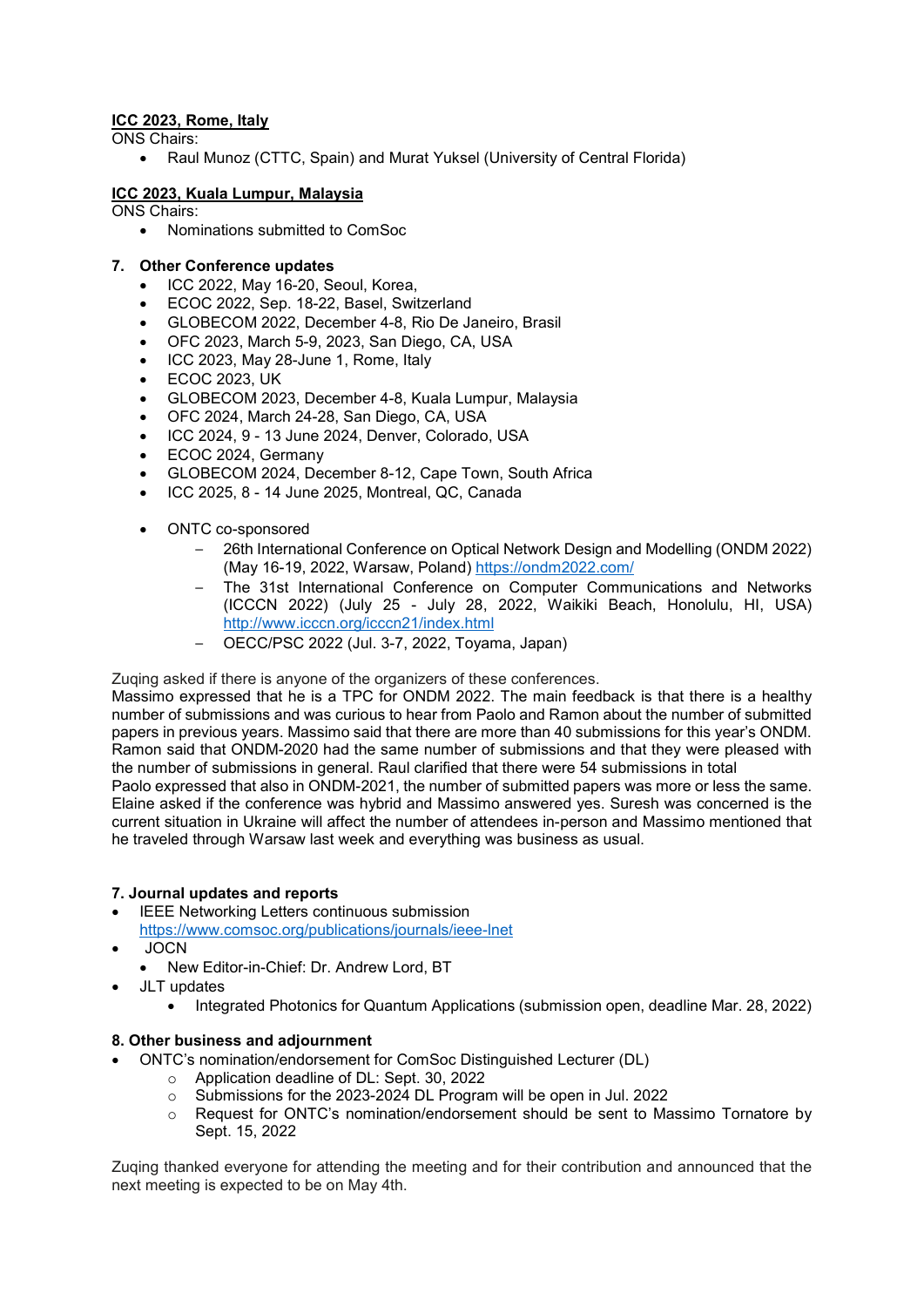**ICC 2023, Rome, Italy**

ONS Chairs:

- Raul Munoz (CTTC, Spain) and Murat Yuksel (University of Central Florida)

**ICC 2023, Kuala Lumpur, Malaysia**

ONS Chairs:

- Nominations submitted to ComSoc

## 7. Other Conference updates

- ICC 2022, May 16-20, Seoul, Korea,
- ECOC 2022, Sep. 18-22, Basel, Switzerland
- GLOBECOM 2022, December 4-8, Rio De Janeiro, Brasil
- OFC 2023, March 5-9, 2023, San Diego, CA, USA
- ICC 2023, May 28-June 1, Rome, Italy
- ECOC 2023, UK
- GLOBECOM 2023, December 4-8, Kuala Lumpur, Malaysia
- OFC 2024, March 24-28, San Diego, CA, USA
- ICC 2024, 9 - 13 June 2024, Denver, Colorado, USA
- ECOC 2024, Germany
- GLOBECOM 2024, December 8-12, Cape Town, South Africa
- ICC 2025, 8 - 14 June 2025, Montreal, QC, Canada

- ONTC co-sponsored
  - 26th International Conference on Optical Network Design and Modelling (ONDM 2022) (May 16-19, 2022, Warsaw, Poland) https://ondm2022.com/
  - The 31st International Conference on Computer Communications and Networks (ICCCN 2022) (July 25 - July 28, 2022, Waikiki Beach, Honolulu, HI, USA) http://www.icccn.org/icccn21/index.html
  - OECC/PSC 2022 (Jul. 3-7, 2022, Toyama, Japan)

Zuqing asked if there is anyone of the organizers of these conferences.
Massimo expressed that he is a TPC for ONDM 2022. The main feedback is that there is a healthy number of submissions and was curious to hear from Paolo and Ramon about the number of submitted papers in previous years. Massimo said that there are more than 40 submissions for this year's ONDM. Ramon said that ONDM-2020 had the same number of submissions and that they were pleased with the number of submissions in general. Raul clarified that there were 54 submissions in total
Paolo expressed that also in ONDM-2021, the number of submitted papers was more or less the same. Elaine asked if the conference was hybrid and Massimo answered yes. Suresh was concerned is the current situation in Ukraine will affect the number of attendees in-person and Massimo mentioned that he traveled through Warsaw last week and everything was business as usual.

## 7. Journal updates and reports

- IEEE Networking Letters continuous submission https://www.comsoc.org/publications/journals/ieee-lnet
- JOCN
  - New Editor-in-Chief: Dr. Andrew Lord, BT
- JLT updates
  - Integrated Photonics for Quantum Applications (submission open, deadline Mar. 28, 2022)

## 8. Other business and adjournment

- ONTC's nomination/endorsement for ComSoc Distinguished Lecturer (DL)
  - Application deadline of DL: Sept. 30, 2022
  - Submissions for the 2023-2024 DL Program will be open in Jul. 2022
  - Request for ONTC's nomination/endorsement should be sent to Massimo Tornatore by Sept. 15, 2022

Zuqing thanked everyone for attending the meeting and for their contribution and announced that the next meeting is expected to be on May 4th.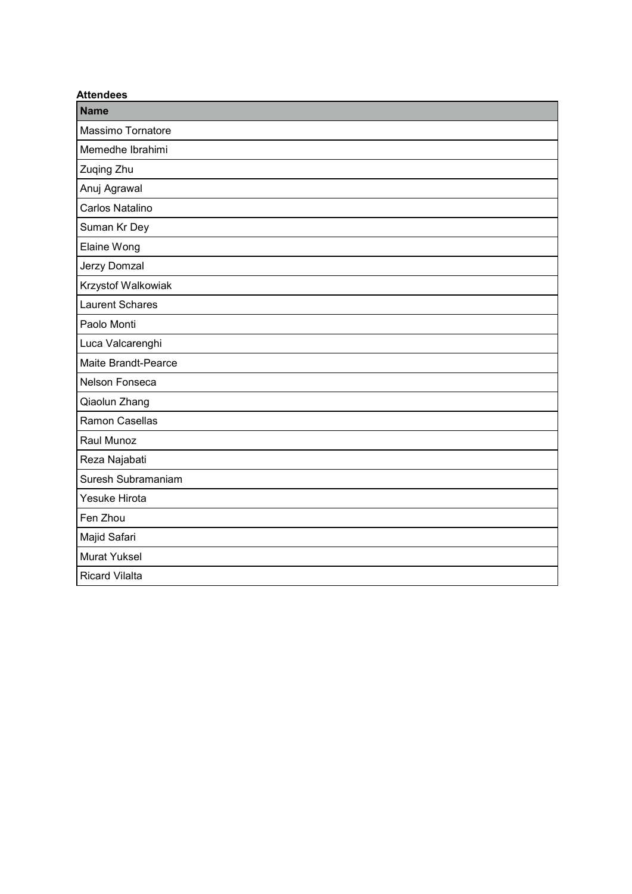**Attendees**

| Name |
|---|
| Massimo Tornatore |
| Memedhe Ibrahimi |
| Zuqing Zhu |
| Anuj Agrawal |
| Carlos Natalino |
| Suman Kr Dey |
| Elaine Wong |
| Jerzy Domzal |
| Krzystof Walkowiak |
| Laurent Schares |
| Paolo Monti |
| Luca Valcarenghi |
| Maite Brandt-Pearce |
| Nelson Fonseca |
| Qiaolun Zhang |
| Ramon Casellas |
| Raul Munoz |
| Reza Najabati |
| Suresh Subramaniam |
| Yesuke Hirota |
| Fen Zhou |
| Majid Safari |
| Murat Yuksel |
| Ricard Vilalta |